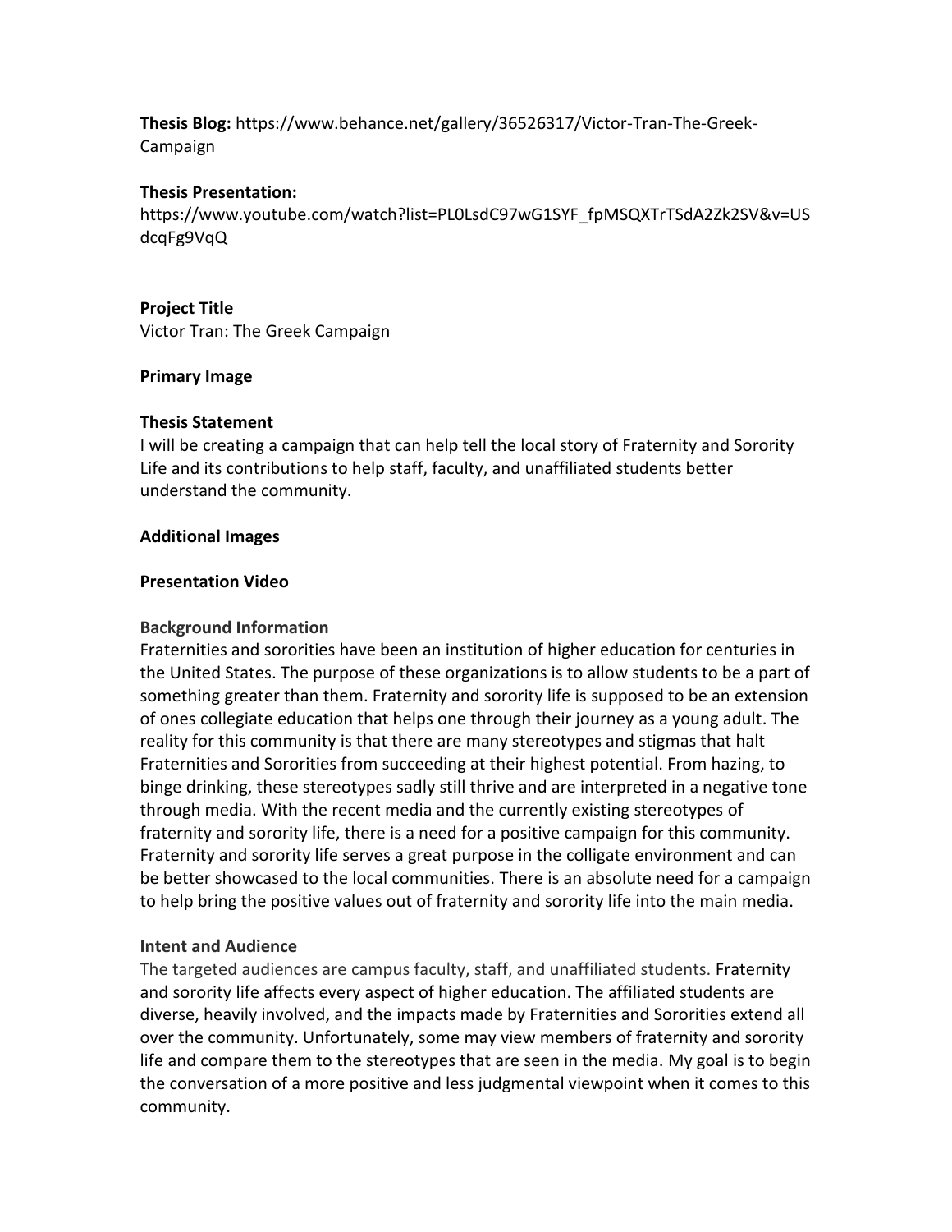**Thesis Blog:** https://www.behance.net/gallery/36526317/Victor-Tran-The-Greek-Campaign

**Thesis Presentation:**
https://www.youtube.com/watch?list=PL0LsdC97wG1SYF_fpMSQXTrTSdA2Zk2SV&v=USdcqFg9VqQ

---

**Project Title**
Victor Tran: The Greek Campaign

**Primary Image**

**Thesis Statement**
I will be creating a campaign that can help tell the local story of Fraternity and Sorority Life and its contributions to help staff, faculty, and unaffiliated students better understand the community.

**Additional Images**

**Presentation Video**

**Background Information**
Fraternities and sororities have been an institution of higher education for centuries in the United States. The purpose of these organizations is to allow students to be a part of something greater than them. Fraternity and sorority life is supposed to be an extension of ones collegiate education that helps one through their journey as a young adult. The reality for this community is that there are many stereotypes and stigmas that halt Fraternities and Sororities from succeeding at their highest potential. From hazing, to binge drinking, these stereotypes sadly still thrive and are interpreted in a negative tone through media. With the recent media and the currently existing stereotypes of fraternity and sorority life, there is a need for a positive campaign for this community. Fraternity and sorority life serves a great purpose in the colligate environment and can be better showcased to the local communities. There is an absolute need for a campaign to help bring the positive values out of fraternity and sorority life into the main media.

**Intent and Audience**
The targeted audiences are campus faculty, staff, and unaffiliated students. Fraternity and sorority life affects every aspect of higher education. The affiliated students are diverse, heavily involved, and the impacts made by Fraternities and Sororities extend all over the community. Unfortunately, some may view members of fraternity and sorority life and compare them to the stereotypes that are seen in the media. My goal is to begin the conversation of a more positive and less judgmental viewpoint when it comes to this community.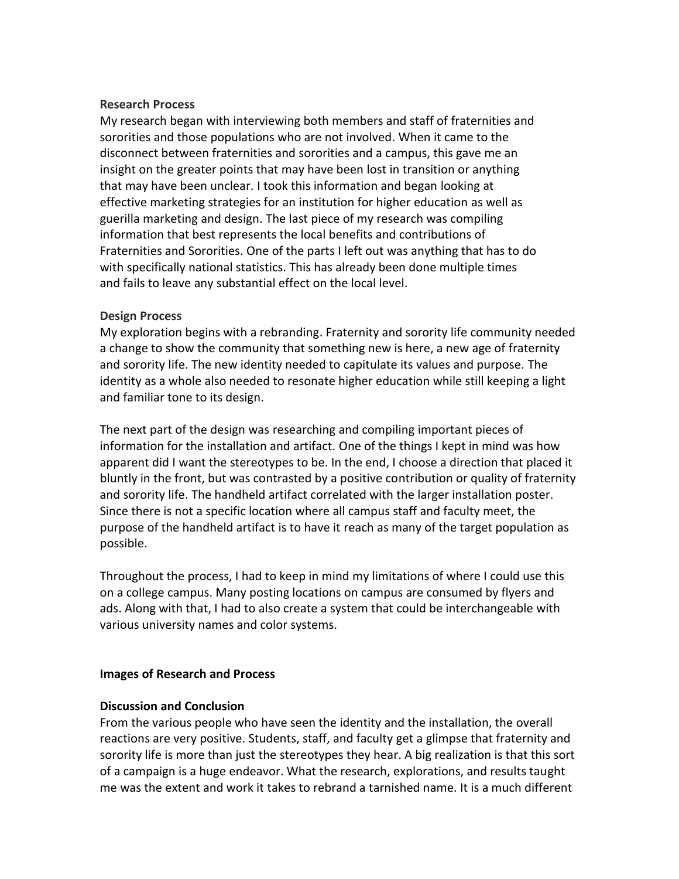**Research Process**

My research began with interviewing both members and staff of fraternities and sororities and those populations who are not involved. When it came to the disconnect between fraternities and sororities and a campus, this gave me an insight on the greater points that may have been lost in transition or anything that may have been unclear. I took this information and began looking at effective marketing strategies for an institution for higher education as well as guerilla marketing and design. The last piece of my research was compiling information that best represents the local benefits and contributions of Fraternities and Sororities. One of the parts I left out was anything that has to do with specifically national statistics. This has already been done multiple times and fails to leave any substantial effect on the local level.

**Design Process**

My exploration begins with a rebranding. Fraternity and sorority life community needed a change to show the community that something new is here, a new age of fraternity and sorority life. The new identity needed to capitulate its values and purpose. The identity as a whole also needed to resonate higher education while still keeping a light and familiar tone to its design.

The next part of the design was researching and compiling important pieces of information for the installation and artifact. One of the things I kept in mind was how apparent did I want the stereotypes to be. In the end, I choose a direction that placed it bluntly in the front, but was contrasted by a positive contribution or quality of fraternity and sorority life. The handheld artifact correlated with the larger installation poster. Since there is not a specific location where all campus staff and faculty meet, the purpose of the handheld artifact is to have it reach as many of the target population as possible.

Throughout the process, I had to keep in mind my limitations of where I could use this on a college campus. Many posting locations on campus are consumed by flyers and ads. Along with that, I had to also create a system that could be interchangeable with various university names and color systems.

**Images of Research and Process**

**Discussion and Conclusion**

From the various people who have seen the identity and the installation, the overall reactions are very positive. Students, staff, and faculty get a glimpse that fraternity and sorority life is more than just the stereotypes they hear. A big realization is that this sort of a campaign is a huge endeavor. What the research, explorations, and results taught me was the extent and work it takes to rebrand a tarnished name. It is a much different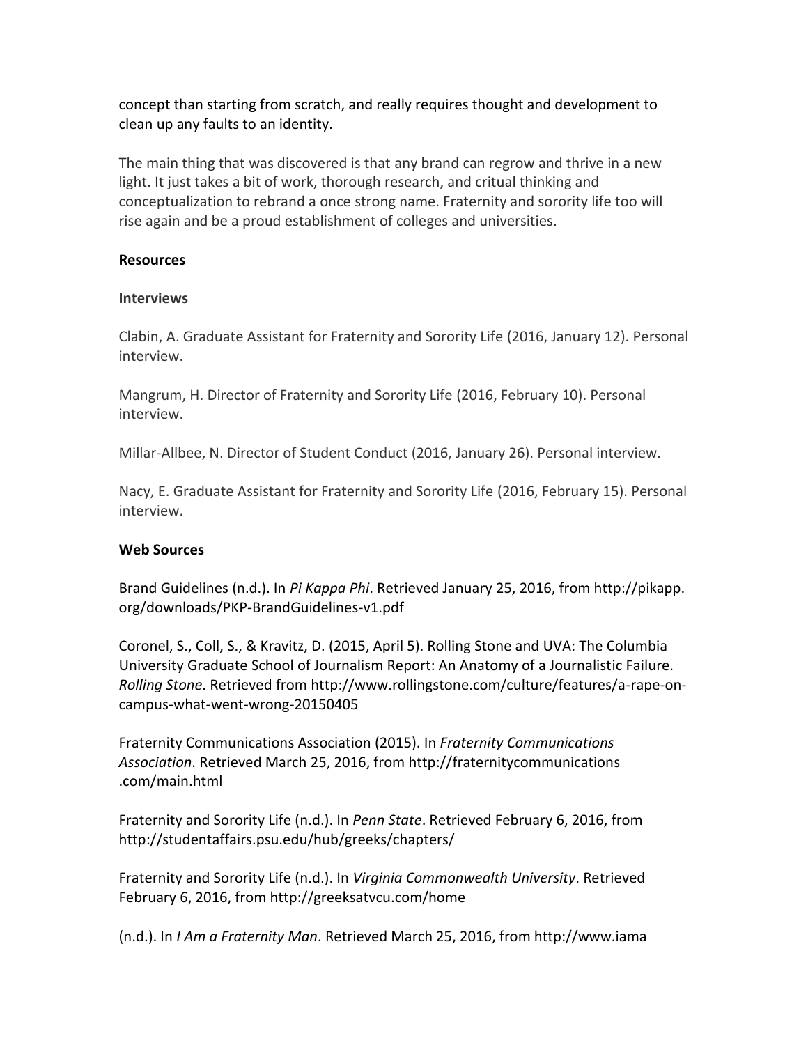concept than starting from scratch, and really requires thought and development to clean up any faults to an identity.

The main thing that was discovered is that any brand can regrow and thrive in a new light. It just takes a bit of work, thorough research, and critual thinking and conceptualization to rebrand a once strong name. Fraternity and sorority life too will rise again and be a proud establishment of colleges and universities.

**Resources**

**Interviews**

Clabin, A. Graduate Assistant for Fraternity and Sorority Life (2016, January 12). Personal interview.

Mangrum, H. Director of Fraternity and Sorority Life (2016, February 10). Personal interview.

Millar-Allbee, N. Director of Student Conduct (2016, January 26). Personal interview.

Nacy, E. Graduate Assistant for Fraternity and Sorority Life (2016, February 15). Personal interview.

**Web Sources**

Brand Guidelines (n.d.). In *Pi Kappa Phi*. Retrieved January 25, 2016, from http://pikapp.org/downloads/PKP-BrandGuidelines-v1.pdf

Coronel, S., Coll, S., & Kravitz, D. (2015, April 5). Rolling Stone and UVA: The Columbia University Graduate School of Journalism Report: An Anatomy of a Journalistic Failure. *Rolling Stone*. Retrieved from http://www.rollingstone.com/culture/features/a-rape-on-campus-what-went-wrong-20150405

Fraternity Communications Association (2015). In *Fraternity Communications Association*. Retrieved March 25, 2016, from http://fraternitycommunications.com/main.html

Fraternity and Sorority Life (n.d.). In *Penn State*. Retrieved February 6, 2016, from http://studentaffairs.psu.edu/hub/greeks/chapters/

Fraternity and Sorority Life (n.d.). In *Virginia Commonwealth University*. Retrieved February 6, 2016, from http://greeksatvcu.com/home

(n.d.). In *I Am a Fraternity Man*. Retrieved March 25, 2016, from http://www.iama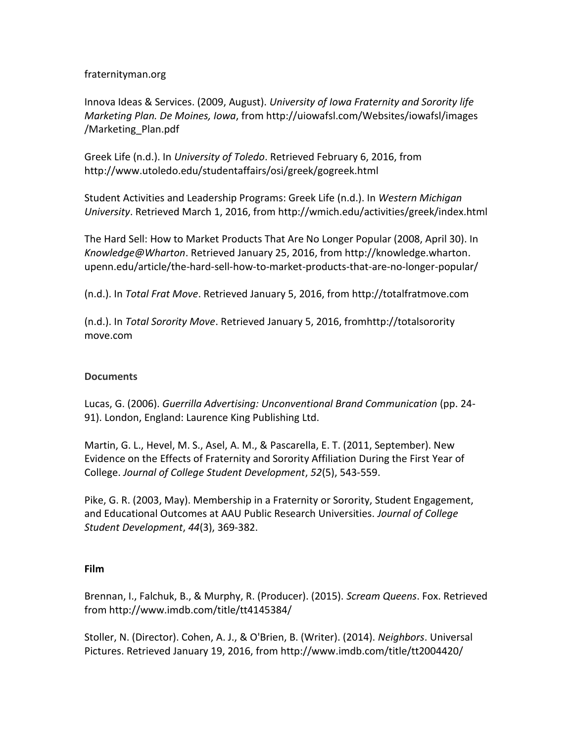fraternityman.org

Innova Ideas & Services. (2009, August). *University of Iowa Fraternity and Sorority life Marketing Plan. De Moines, Iowa*, from http://uiowafsl.com/Websites/iowafsl/images/Marketing_Plan.pdf

Greek Life (n.d.). In *University of Toledo*. Retrieved February 6, 2016, from http://www.utoledo.edu/studentaffairs/osi/greek/gogreek.html

Student Activities and Leadership Programs: Greek Life (n.d.). In *Western Michigan University*. Retrieved March 1, 2016, from http://wmich.edu/activities/greek/index.html

The Hard Sell: How to Market Products That Are No Longer Popular (2008, April 30). In *Knowledge@Wharton*. Retrieved January 25, 2016, from http://knowledge.wharton.upenn.edu/article/the-hard-sell-how-to-market-products-that-are-no-longer-popular/

(n.d.). In *Total Frat Move*. Retrieved January 5, 2016, from http://totalfratmove.com

(n.d.). In *Total Sorority Move*. Retrieved January 5, 2016, fromhttp://totalsorority move.com

**Documents**

Lucas, G. (2006). *Guerrilla Advertising: Unconventional Brand Communication* (pp. 24-91). London, England: Laurence King Publishing Ltd.

Martin, G. L., Hevel, M. S., Asel, A. M., & Pascarella, E. T. (2011, September). New Evidence on the Effects of Fraternity and Sorority Affiliation During the First Year of College. *Journal of College Student Development*, *52*(5), 543-559.

Pike, G. R. (2003, May). Membership in a Fraternity or Sorority, Student Engagement, and Educational Outcomes at AAU Public Research Universities. *Journal of College Student Development*, *44*(3), 369-382.

**Film**

Brennan, I., Falchuk, B., & Murphy, R. (Producer). (2015). *Scream Queens*. Fox. Retrieved from http://www.imdb.com/title/tt4145384/

Stoller, N. (Director). Cohen, A. J., & O'Brien, B. (Writer). (2014). *Neighbors*. Universal Pictures. Retrieved January 19, 2016, from http://www.imdb.com/title/tt2004420/